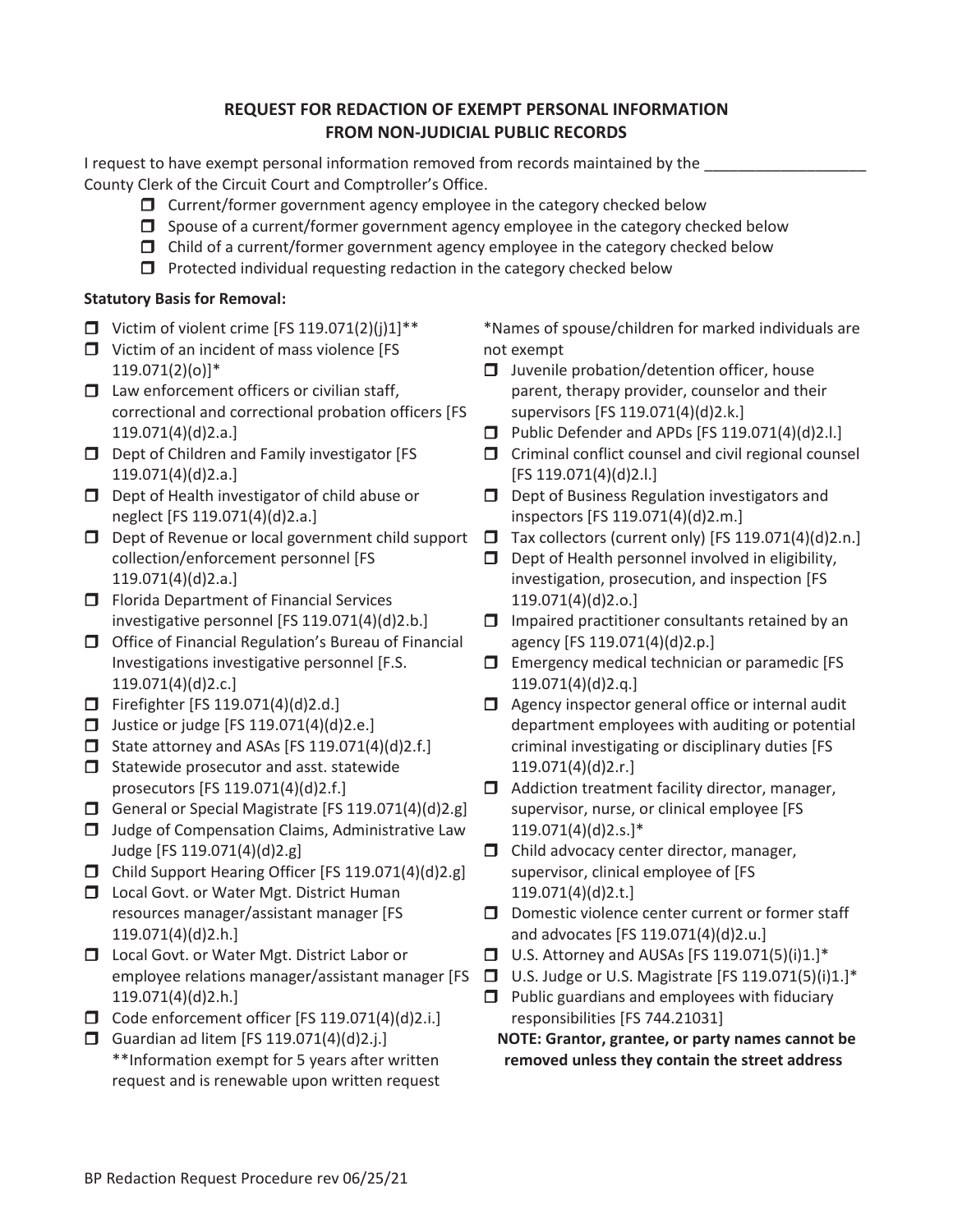**REQUEST FOR REDACTION OF EXEMPT PERSONAL INFORMATION FROM NON-JUDICIAL PUBLIC RECORDS**

I request to have exempt personal information removed from records maintained by the ___________________ County Clerk of the Circuit Court and Comptroller's Office.

- ☐ Current/former government agency employee in the category checked below
- ☐ Spouse of a current/former government agency employee in the category checked below
- ☐ Child of a current/former government agency employee in the category checked below
- ☐ Protected individual requesting redaction in the category checked below

**Statutory Basis for Removal:**

- ☐ Victim of violent crime [FS 119.071(2)(j)1]**
- ☐ Victim of an incident of mass violence [FS 119.071(2)(o)]*
- ☐ Law enforcement officers or civilian staff, correctional and correctional probation officers [FS 119.071(4)(d)2.a.]
- ☐ Dept of Children and Family investigator [FS 119.071(4)(d)2.a.]
- ☐ Dept of Health investigator of child abuse or neglect [FS 119.071(4)(d)2.a.]
- ☐ Dept of Revenue or local government child support collection/enforcement personnel [FS 119.071(4)(d)2.a.]
- ☐ Florida Department of Financial Services investigative personnel [FS 119.071(4)(d)2.b.]
- ☐ Office of Financial Regulation's Bureau of Financial Investigations investigative personnel [F.S. 119.071(4)(d)2.c.]
- ☐ Firefighter [FS 119.071(4)(d)2.d.]
- ☐ Justice or judge [FS 119.071(4)(d)2.e.]
- ☐ State attorney and ASAs [FS 119.071(4)(d)2.f.]
- ☐ Statewide prosecutor and asst. statewide prosecutors [FS 119.071(4)(d)2.f.]
- ☐ General or Special Magistrate [FS 119.071(4)(d)2.g]
- ☐ Judge of Compensation Claims, Administrative Law Judge [FS 119.071(4)(d)2.g]
- ☐ Child Support Hearing Officer [FS 119.071(4)(d)2.g]
- ☐ Local Govt. or Water Mgt. District Human resources manager/assistant manager [FS 119.071(4)(d)2.h.]
- ☐ Local Govt. or Water Mgt. District Labor or employee relations manager/assistant manager [FS 119.071(4)(d)2.h.]
- ☐ Code enforcement officer [FS 119.071(4)(d)2.i.]
- ☐ Guardian ad litem [FS 119.071(4)(d)2.j.]

**Information exempt for 5 years after written request and is renewable upon written request

*Names of spouse/children for marked individuals are not exempt

- ☐ Juvenile probation/detention officer, house parent, therapy provider, counselor and their supervisors [FS 119.071(4)(d)2.k.]
- ☐ Public Defender and APDs [FS 119.071(4)(d)2.l.]
- ☐ Criminal conflict counsel and civil regional counsel [FS 119.071(4)(d)2.l.]
- ☐ Dept of Business Regulation investigators and inspectors [FS 119.071(4)(d)2.m.]
- ☐ Tax collectors (current only) [FS 119.071(4)(d)2.n.]
- ☐ Dept of Health personnel involved in eligibility, investigation, prosecution, and inspection [FS 119.071(4)(d)2.o.]
- ☐ Impaired practitioner consultants retained by an agency [FS 119.071(4)(d)2.p.]
- ☐ Emergency medical technician or paramedic [FS 119.071(4)(d)2.q.]
- ☐ Agency inspector general office or internal audit department employees with auditing or potential criminal investigating or disciplinary duties [FS 119.071(4)(d)2.r.]
- ☐ Addiction treatment facility director, manager, supervisor, nurse, or clinical employee [FS 119.071(4)(d)2.s.]*
- ☐ Child advocacy center director, manager, supervisor, clinical employee of [FS 119.071(4)(d)2.t.]
- ☐ Domestic violence center current or former staff and advocates [FS 119.071(4)(d)2.u.]
- ☐ U.S. Attorney and AUSAs [FS 119.071(5)(i)1.]*
- ☐ U.S. Judge or U.S. Magistrate [FS 119.071(5)(i)1.]*
- ☐ Public guardians and employees with fiduciary responsibilities [FS 744.21031]

**NOTE: Grantor, grantee, or party names cannot be removed unless they contain the street address**

BP Redaction Request Procedure rev 06/25/21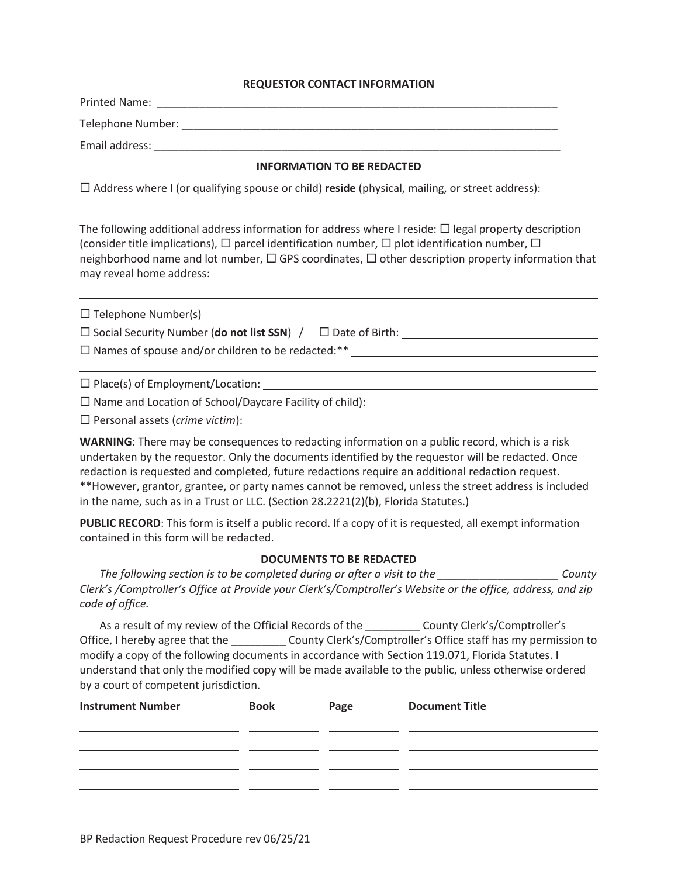**REQUESTOR CONTACT INFORMATION**

Printed Name: ______________________________________________________________________

Telephone Number: _________________________________________________________________

Email address: _____________________________________________________________________

**INFORMATION TO BE REDACTED**

☐ Address where I (or qualifying spouse or child) **reside** (physical, mailing, or street address): __________

_____________________________________________________________________________________

The following additional address information for address where I reside: ☐ legal property description (consider title implications), ☐ parcel identification number, ☐ plot identification number, ☐ neighborhood name and lot number, ☐ GPS coordinates, ☐ other description property information that may reveal home address:

_____________________________________________________________________________________

☐ Telephone Number(s) ______________________________________________________________

☐ Social Security Number (**do not list SSN**) / ☐ Date of Birth: ____________________________

☐ Names of spouse and/or children to be redacted:** _____________________________________

_____________________________________________________________________________________

☐ Place(s) of Employment/Location: ____________________________________________________

☐ Name and Location of School/Daycare Facility of child): _________________________________

☐ Personal assets (*crime victim*): ______________________________________________________

**WARNING**: There may be consequences to redacting information on a public record, which is a risk undertaken by the requestor. Only the documents identified by the requestor will be redacted. Once redaction is requested and completed, future redactions require an additional redaction request. **However, grantor, grantee, or party names cannot be removed, unless the street address is included in the name, such as in a Trust or LLC. (Section 28.2221(2)(b), Florida Statutes.)

**PUBLIC RECORD**: This form is itself a public record. If a copy of it is requested, all exempt information contained in this form will be redacted.

**DOCUMENTS TO BE REDACTED**

*The following section is to be completed during or after a visit to the ____________________ County Clerk's /Comptroller's Office at Provide your Clerk's/Comptroller's Website or the office, address, and zip code of office.*

As a result of my review of the Official Records of the _________ County Clerk's/Comptroller's Office, I hereby agree that the _________ County Clerk's/Comptroller's Office staff has my permission to modify a copy of the following documents in accordance with Section 119.071, Florida Statutes. I understand that only the modified copy will be made available to the public, unless otherwise ordered by a court of competent jurisdiction.

| Instrument Number | Book | Page | Document Title |
| --- | --- | --- | --- |
| | | | |
| | | | |
| | | | |
| | | | |

BP Redaction Request Procedure rev 06/25/21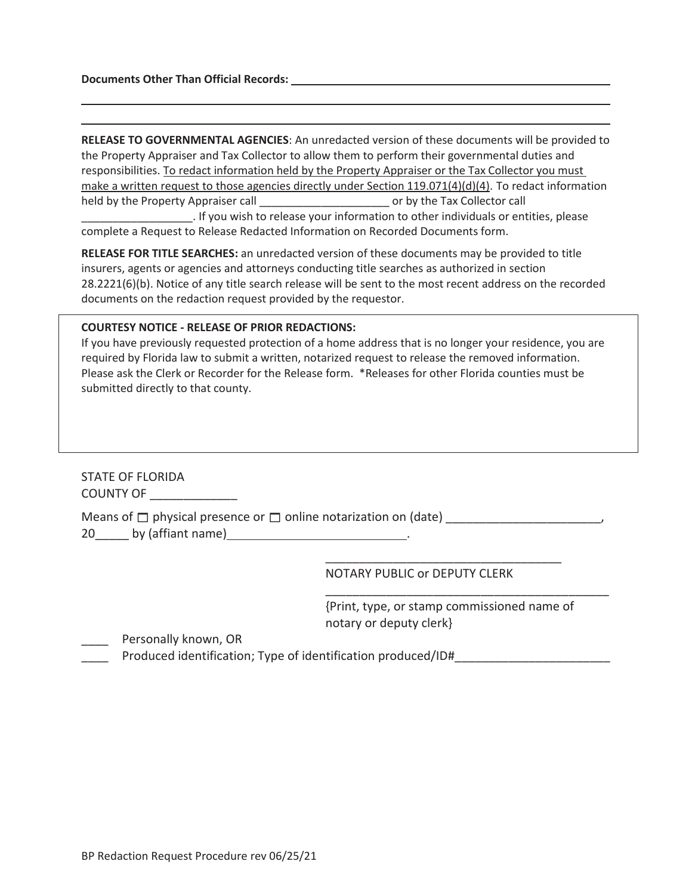**Documents Other Than Official Records:** ______________________________________________

______________________________________________________________________________

______________________________________________________________________________

**RELEASE TO GOVERNMENTAL AGENCIES**: An unredacted version of these documents will be provided to the Property Appraiser and Tax Collector to allow them to perform their governmental duties and responsibilities. To redact information held by the Property Appraiser or the Tax Collector you must make a written request to those agencies directly under Section 119.071(4)(d)(4). To redact information held by the Property Appraiser call ____________________ or by the Tax Collector call __________________. If you wish to release your information to other individuals or entities, please complete a Request to Release Redacted Information on Recorded Documents form.

**RELEASE FOR TITLE SEARCHES:** an unredacted version of these documents may be provided to title insurers, agents or agencies and attorneys conducting title searches as authorized in section 28.2221(6)(b). Notice of any title search release will be sent to the most recent address on the recorded documents on the redaction request provided by the requestor.

**COURTESY NOTICE - RELEASE OF PRIOR REDACTIONS:**
If you have previously requested protection of a home address that is no longer your residence, you are required by Florida law to submit a written, notarized request to release the removed information. Please ask the Clerk or Recorder for the Release form. *Releases for other Florida counties must be submitted directly to that county.

STATE OF FLORIDA
COUNTY OF _____________

Means of ☐ physical presence or ☐ online notarization on (date) _______________________, 20_____ by (affiant name)___________________________.

____________________________________
NOTARY PUBLIC or DEPUTY CLERK

____________________________________________
{Print, type, or stamp commissioned name of notary or deputy clerk}

____ Personally known, OR
____ Produced identification; Type of identification produced/ID#_______________________

BP Redaction Request Procedure rev 06/25/21